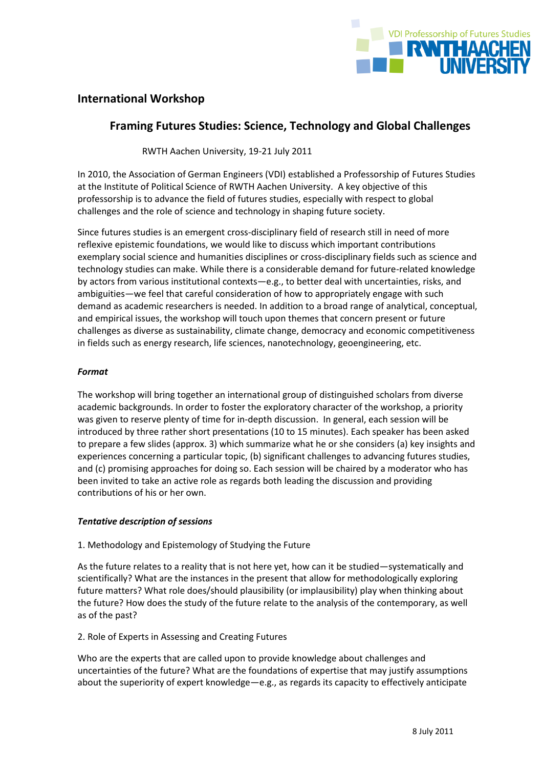VDI Professorship of Futures Studies
RWTH AACHEN UNIVERSITY

## International Workshop

# Framing Futures Studies: Science, Technology and Global Challenges

RWTH Aachen University, 19-21 July 2011

In 2010, the Association of German Engineers (VDI) established a Professorship of Futures Studies at the Institute of Political Science of RWTH Aachen University. A key objective of this professorship is to advance the field of futures studies, especially with respect to global challenges and the role of science and technology in shaping future society.

Since futures studies is an emergent cross-disciplinary field of research still in need of more reflexive epistemic foundations, we would like to discuss which important contributions exemplary social science and humanities disciplines or cross-disciplinary fields such as science and technology studies can make. While there is a considerable demand for future-related knowledge by actors from various institutional contexts—e.g., to better deal with uncertainties, risks, and ambiguities—we feel that careful consideration of how to appropriately engage with such demand as academic researchers is needed. In addition to a broad range of analytical, conceptual, and empirical issues, the workshop will touch upon themes that concern present or future challenges as diverse as sustainability, climate change, democracy and economic competitiveness in fields such as energy research, life sciences, nanotechnology, geoengineering, etc.

### *Format*

The workshop will bring together an international group of distinguished scholars from diverse academic backgrounds. In order to foster the exploratory character of the workshop, a priority was given to reserve plenty of time for in-depth discussion. In general, each session will be introduced by three rather short presentations (10 to 15 minutes). Each speaker has been asked to prepare a few slides (approx. 3) which summarize what he or she considers (a) key insights and experiences concerning a particular topic, (b) significant challenges to advancing futures studies, and (c) promising approaches for doing so. Each session will be chaired by a moderator who has been invited to take an active role as regards both leading the discussion and providing contributions of his or her own.

### *Tentative description of sessions*

1. Methodology and Epistemology of Studying the Future

As the future relates to a reality that is not here yet, how can it be studied—systematically and scientifically? What are the instances in the present that allow for methodologically exploring future matters? What role does/should plausibility (or implausibility) play when thinking about the future? How does the study of the future relate to the analysis of the contemporary, as well as of the past?

2. Role of Experts in Assessing and Creating Futures

Who are the experts that are called upon to provide knowledge about challenges and uncertainties of the future? What are the foundations of expertise that may justify assumptions about the superiority of expert knowledge—e.g., as regards its capacity to effectively anticipate

8 July 2011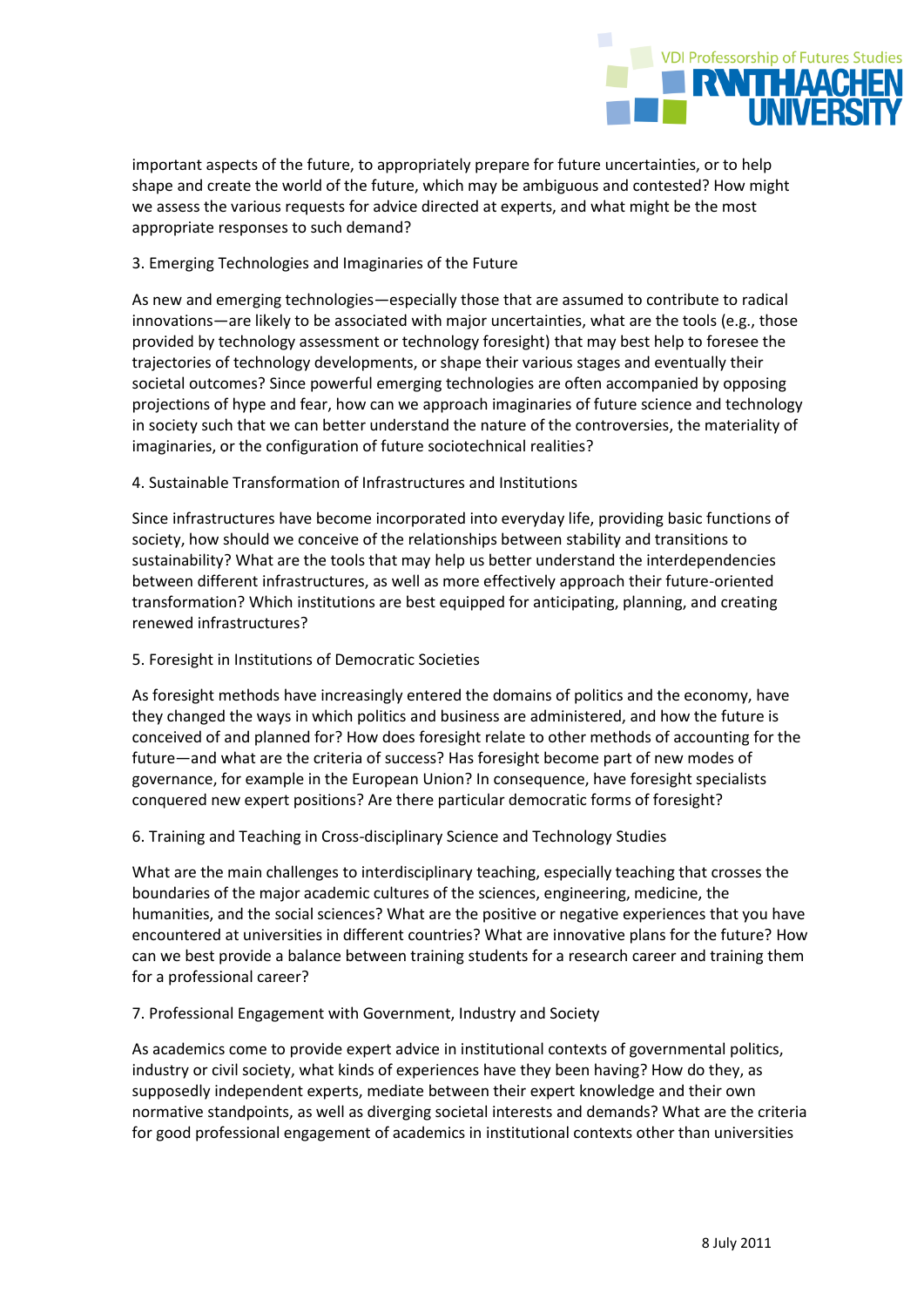important aspects of the future, to appropriately prepare for future uncertainties, or to help shape and create the world of the future, which may be ambiguous and contested? How might we assess the various requests for advice directed at experts, and what might be the most appropriate responses to such demand?

### 3. Emerging Technologies and Imaginaries of the Future

As new and emerging technologies—especially those that are assumed to contribute to radical innovations—are likely to be associated with major uncertainties, what are the tools (e.g., those provided by technology assessment or technology foresight) that may best help to foresee the trajectories of technology developments, or shape their various stages and eventually their societal outcomes? Since powerful emerging technologies are often accompanied by opposing projections of hype and fear, how can we approach imaginaries of future science and technology in society such that we can better understand the nature of the controversies, the materiality of imaginaries, or the configuration of future sociotechnical realities?

### 4. Sustainable Transformation of Infrastructures and Institutions

Since infrastructures have become incorporated into everyday life, providing basic functions of society, how should we conceive of the relationships between stability and transitions to sustainability? What are the tools that may help us better understand the interdependencies between different infrastructures, as well as more effectively approach their future-oriented transformation? Which institutions are best equipped for anticipating, planning, and creating renewed infrastructures?

### 5. Foresight in Institutions of Democratic Societies

As foresight methods have increasingly entered the domains of politics and the economy, have they changed the ways in which politics and business are administered, and how the future is conceived of and planned for? How does foresight relate to other methods of accounting for the future—and what are the criteria of success? Has foresight become part of new modes of governance, for example in the European Union? In consequence, have foresight specialists conquered new expert positions? Are there particular democratic forms of foresight?

### 6. Training and Teaching in Cross-disciplinary Science and Technology Studies

What are the main challenges to interdisciplinary teaching, especially teaching that crosses the boundaries of the major academic cultures of the sciences, engineering, medicine, the humanities, and the social sciences? What are the positive or negative experiences that you have encountered at universities in different countries? What are innovative plans for the future? How can we best provide a balance between training students for a research career and training them for a professional career?

### 7. Professional Engagement with Government, Industry and Society

As academics come to provide expert advice in institutional contexts of governmental politics, industry or civil society, what kinds of experiences have they been having? How do they, as supposedly independent experts, mediate between their expert knowledge and their own normative standpoints, as well as diverging societal interests and demands? What are the criteria for good professional engagement of academics in institutional contexts other than universities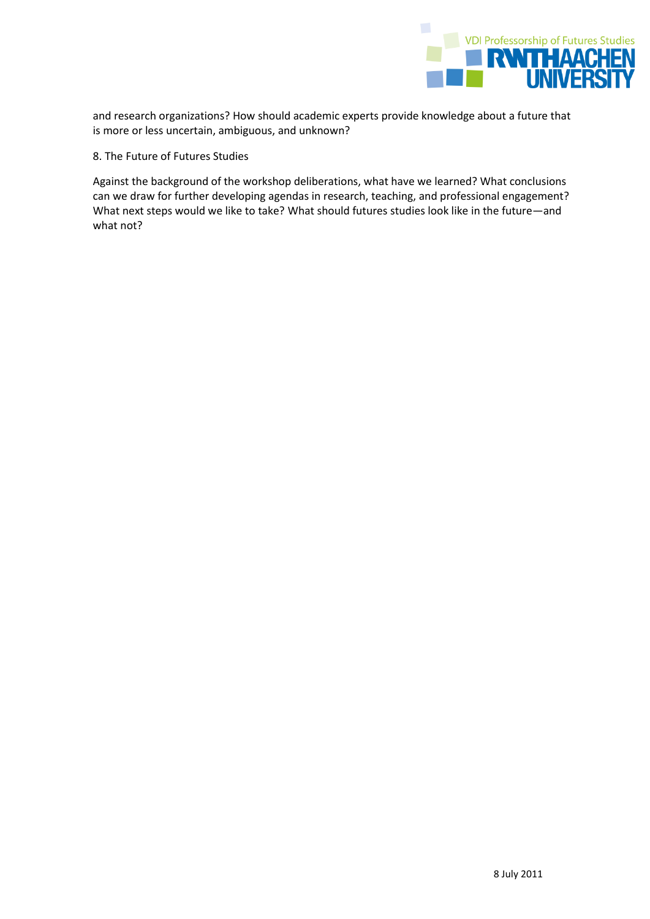and research organizations? How should academic experts provide knowledge about a future that is more or less uncertain, ambiguous, and unknown?

## 8. The Future of Futures Studies

Against the background of the workshop deliberations, what have we learned? What conclusions can we draw for further developing agendas in research, teaching, and professional engagement? What next steps would we like to take? What should futures studies look like in the future—and what not?

8 July 2011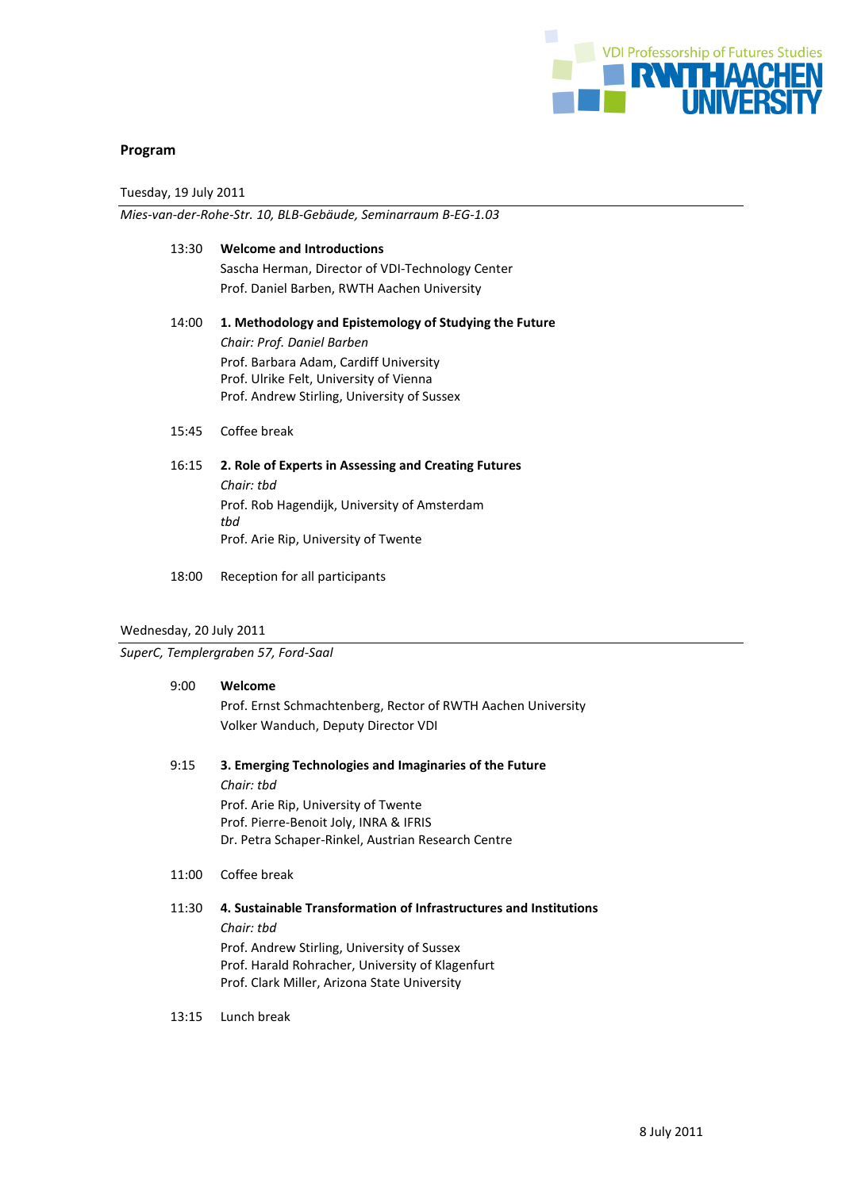VDI Professorship of Futures Studies
RWTH AACHEN UNIVERSITY

## Program

Tuesday, 19 July 2011

*Mies-van-der-Rohe-Str. 10, BLB-Gebäude, Seminarraum B-EG-1.03*

13:30 **Welcome and Introductions**
Sascha Herman, Director of VDI-Technology Center
Prof. Daniel Barben, RWTH Aachen University

14:00 **1. Methodology and Epistemology of Studying the Future**
*Chair: Prof. Daniel Barben*
Prof. Barbara Adam, Cardiff University
Prof. Ulrike Felt, University of Vienna
Prof. Andrew Stirling, University of Sussex

15:45 Coffee break

16:15 **2. Role of Experts in Assessing and Creating Futures**
*Chair: tbd*
Prof. Rob Hagendijk, University of Amsterdam
*tbd*
Prof. Arie Rip, University of Twente

18:00 Reception for all participants

Wednesday, 20 July 2011

*SuperC, Templergraben 57, Ford-Saal*

9:00 **Welcome**
Prof. Ernst Schmachtenberg, Rector of RWTH Aachen University
Volker Wanduch, Deputy Director VDI

9:15 **3. Emerging Technologies and Imaginaries of the Future**
*Chair: tbd*
Prof. Arie Rip, University of Twente
Prof. Pierre-Benoit Joly, INRA & IFRIS
Dr. Petra Schaper-Rinkel, Austrian Research Centre

11:00 Coffee break

11:30 **4. Sustainable Transformation of Infrastructures and Institutions**
*Chair: tbd*
Prof. Andrew Stirling, University of Sussex
Prof. Harald Rohracher, University of Klagenfurt
Prof. Clark Miller, Arizona State University

13:15 Lunch break

8 July 2011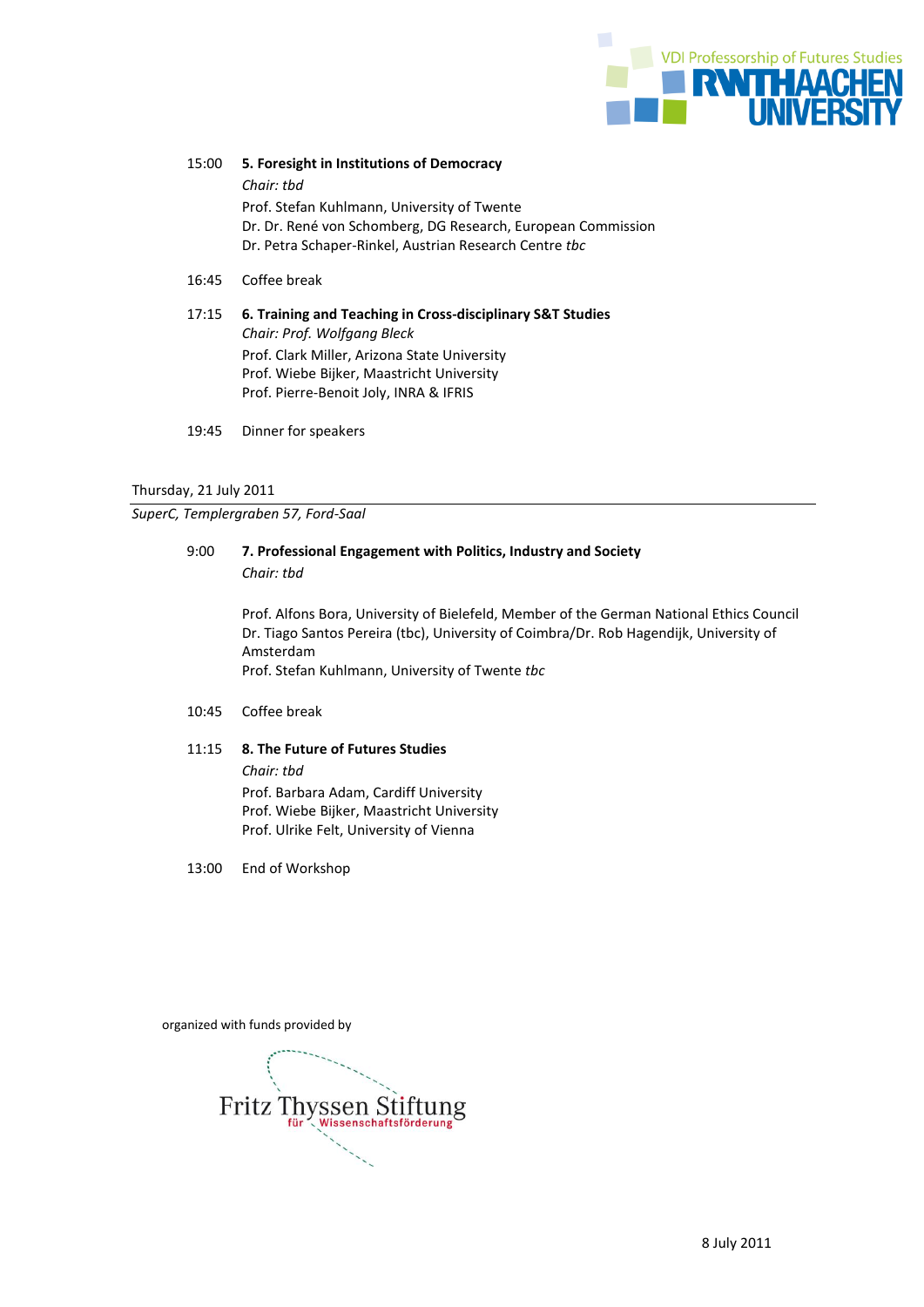15:00 **5. Foresight in Institutions of Democracy**
*Chair: tbd*
Prof. Stefan Kuhlmann, University of Twente
Dr. Dr. René von Schomberg, DG Research, European Commission
Dr. Petra Schaper-Rinkel, Austrian Research Centre *tbc*

16:45 Coffee break

17:15 **6. Training and Teaching in Cross-disciplinary S&T Studies**
*Chair: Prof. Wolfgang Bleck*
Prof. Clark Miller, Arizona State University
Prof. Wiebe Bijker, Maastricht University
Prof. Pierre-Benoit Joly, INRA & IFRIS

19:45 Dinner for speakers

Thursday, 21 July 2011

*SuperC, Templergraben 57, Ford-Saal*

9:00 **7. Professional Engagement with Politics, Industry and Society**
*Chair: tbd*

Prof. Alfons Bora, University of Bielefeld, Member of the German National Ethics Council
Dr. Tiago Santos Pereira (tbc), University of Coimbra/Dr. Rob Hagendijk, University of Amsterdam
Prof. Stefan Kuhlmann, University of Twente *tbc*

10:45 Coffee break

11:15 **8. The Future of Futures Studies**
*Chair: tbd*
Prof. Barbara Adam, Cardiff University
Prof. Wiebe Bijker, Maastricht University
Prof. Ulrike Felt, University of Vienna

13:00 End of Workshop

organized with funds provided by

Fritz Thyssen Stiftung für Wissenschaftsförderung

8 July 2011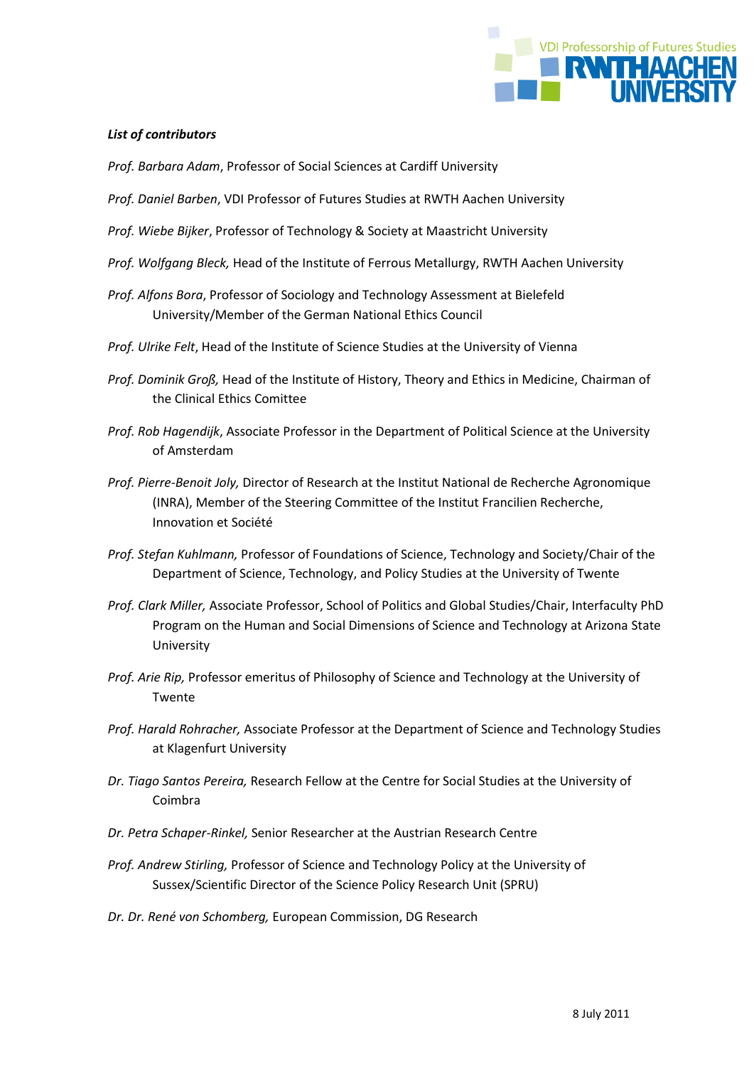***List of contributors***

*Prof. Barbara Adam*, Professor of Social Sciences at Cardiff University

*Prof. Daniel Barben*, VDI Professor of Futures Studies at RWTH Aachen University

*Prof. Wiebe Bijker*, Professor of Technology & Society at Maastricht University

*Prof. Wolfgang Bleck,* Head of the Institute of Ferrous Metallurgy, RWTH Aachen University

*Prof. Alfons Bora*, Professor of Sociology and Technology Assessment at Bielefeld University/Member of the German National Ethics Council

*Prof. Ulrike Felt*, Head of the Institute of Science Studies at the University of Vienna

*Prof. Dominik Groß,* Head of the Institute of History, Theory and Ethics in Medicine, Chairman of the Clinical Ethics Comittee

*Prof. Rob Hagendijk*, Associate Professor in the Department of Political Science at the University of Amsterdam

*Prof. Pierre-Benoit Joly,* Director of Research at the Institut National de Recherche Agronomique (INRA), Member of the Steering Committee of the Institut Francilien Recherche, Innovation et Société

*Prof. Stefan Kuhlmann,* Professor of Foundations of Science, Technology and Society/Chair of the Department of Science, Technology, and Policy Studies at the University of Twente

*Prof. Clark Miller,* Associate Professor, School of Politics and Global Studies/Chair, Interfaculty PhD Program on the Human and Social Dimensions of Science and Technology at Arizona State University

*Prof. Arie Rip,* Professor emeritus of Philosophy of Science and Technology at the University of Twente

*Prof. Harald Rohracher,* Associate Professor at the Department of Science and Technology Studies at Klagenfurt University

*Dr. Tiago Santos Pereira,* Research Fellow at the Centre for Social Studies at the University of Coimbra

*Dr. Petra Schaper-Rinkel,* Senior Researcher at the Austrian Research Centre

*Prof. Andrew Stirling,* Professor of Science and Technology Policy at the University of Sussex/Scientific Director of the Science Policy Research Unit (SPRU)

*Dr. Dr. René von Schomberg,* European Commission, DG Research

8 July 2011